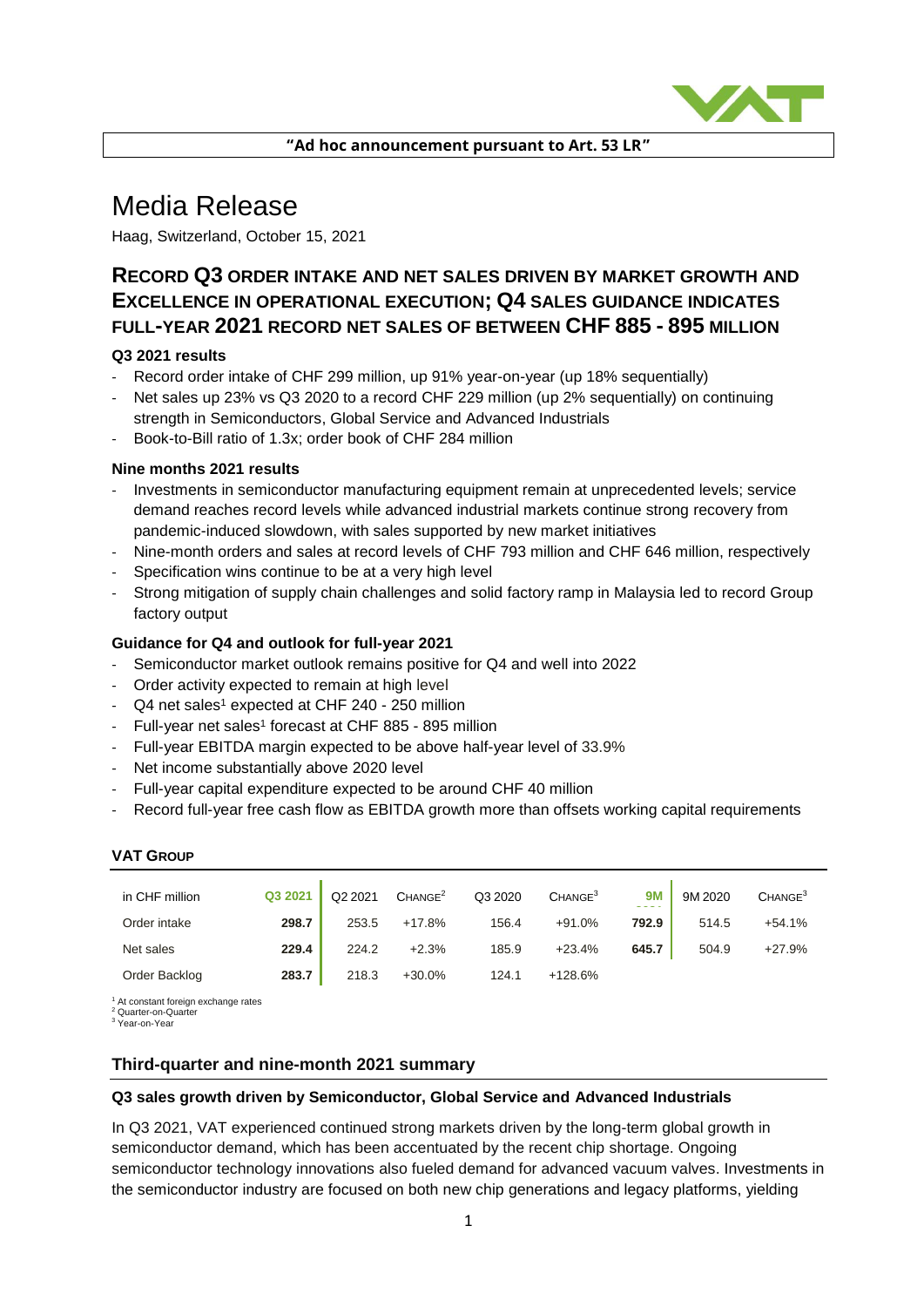**"Ad hoc announcement pursuant to Art. 53 LR"**

# Media Release

Haag, Switzerland, October 15, 2021

## RECORD Q3 ORDER INTAKE AND NET SALES DRIVEN BY MARKET GROWTH AND EXCELLENCE IN OPERATIONAL EXECUTION; Q4 SALES GUIDANCE INDICATES FULL-YEAR 2021 RECORD NET SALES OF BETWEEN CHF 885 - 895 MILLION

**Q3 2021 results**

- Record order intake of CHF 299 million, up 91% year-on-year (up 18% sequentially)
- Net sales up 23% vs Q3 2020 to a record CHF 229 million (up 2% sequentially) on continuing strength in Semiconductors, Global Service and Advanced Industrials
- Book-to-Bill ratio of 1.3x; order book of CHF 284 million

**Nine months 2021 results**

- Investments in semiconductor manufacturing equipment remain at unprecedented levels; service demand reaches record levels while advanced industrial markets continue strong recovery from pandemic-induced slowdown, with sales supported by new market initiatives
- Nine-month orders and sales at record levels of CHF 793 million and CHF 646 million, respectively
- Specification wins continue to be at a very high level
- Strong mitigation of supply chain challenges and solid factory ramp in Malaysia led to record Group factory output

**Guidance for Q4 and outlook for full-year 2021**

- Semiconductor market outlook remains positive for Q4 and well into 2022
- Order activity expected to remain at high level
- Q4 net sales[1] expected at CHF 240 - 250 million
- Full-year net sales[1] forecast at CHF 885 - 895 million
- Full-year EBITDA margin expected to be above half-year level of 33.9%
- Net income substantially above 2020 level
- Full-year capital expenditure expected to be around CHF 40 million
- Record full-year free cash flow as EBITDA growth more than offsets working capital requirements

**VAT GROUP**

| in CHF million | Q3 2021 | Q2 2021 | CHANGE[2] | Q3 2020 | CHANGE[3] | 9M | 9M 2020 | CHANGE[3] |
|---|---|---|---|---|---|---|---|---|
| Order intake | **298.7** | 253.5 | +17.8% | 156.4 | +91.0% | **792.9** | 514.5 | +54.1% |
| Net sales | **229.4** | 224.2 | +2.3% | 185.9 | +23.4% | **645.7** | 504.9 | +27.9% |
| Order Backlog | **283.7** | 218.3 | +30.0% | 124.1 | +128.6% | | | |

[1] At constant foreign exchange rates
[2] Quarter-on-Quarter
[3] Year-on-Year

## Third-quarter and nine-month 2021 summary

**Q3 sales growth driven by Semiconductor, Global Service and Advanced Industrials**

In Q3 2021, VAT experienced continued strong markets driven by the long-term global growth in semiconductor demand, which has been accentuated by the recent chip shortage. Ongoing semiconductor technology innovations also fueled demand for advanced vacuum valves. Investments in the semiconductor industry are focused on both new chip generations and legacy platforms, yielding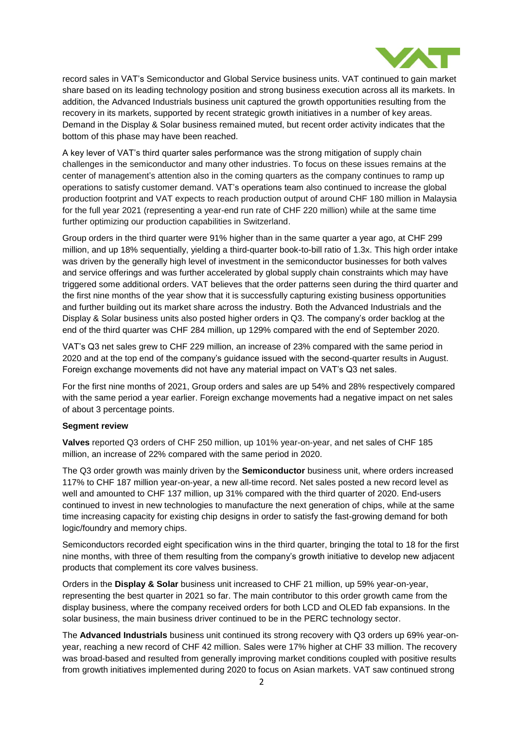record sales in VAT's Semiconductor and Global Service business units. VAT continued to gain market share based on its leading technology position and strong business execution across all its markets. In addition, the Advanced Industrials business unit captured the growth opportunities resulting from the recovery in its markets, supported by recent strategic growth initiatives in a number of key areas. Demand in the Display & Solar business remained muted, but recent order activity indicates that the bottom of this phase may have been reached.

A key lever of VAT's third quarter sales performance was the strong mitigation of supply chain challenges in the semiconductor and many other industries. To focus on these issues remains at the center of management's attention also in the coming quarters as the company continues to ramp up operations to satisfy customer demand. VAT's operations team also continued to increase the global production footprint and VAT expects to reach production output of around CHF 180 million in Malaysia for the full year 2021 (representing a year-end run rate of CHF 220 million) while at the same time further optimizing our production capabilities in Switzerland.

Group orders in the third quarter were 91% higher than in the same quarter a year ago, at CHF 299 million, and up 18% sequentially, yielding a third-quarter book-to-bill ratio of 1.3x. This high order intake was driven by the generally high level of investment in the semiconductor businesses for both valves and service offerings and was further accelerated by global supply chain constraints which may have triggered some additional orders. VAT believes that the order patterns seen during the third quarter and the first nine months of the year show that it is successfully capturing existing business opportunities and further building out its market share across the industry. Both the Advanced Industrials and the Display & Solar business units also posted higher orders in Q3. The company's order backlog at the end of the third quarter was CHF 284 million, up 129% compared with the end of September 2020.

VAT's Q3 net sales grew to CHF 229 million, an increase of 23% compared with the same period in 2020 and at the top end of the company's guidance issued with the second-quarter results in August. Foreign exchange movements did not have any material impact on VAT's Q3 net sales.

For the first nine months of 2021, Group orders and sales are up 54% and 28% respectively compared with the same period a year earlier. Foreign exchange movements had a negative impact on net sales of about 3 percentage points.

**Segment review**

**Valves** reported Q3 orders of CHF 250 million, up 101% year-on-year, and net sales of CHF 185 million, an increase of 22% compared with the same period in 2020.

The Q3 order growth was mainly driven by the **Semiconductor** business unit, where orders increased 117% to CHF 187 million year-on-year, a new all-time record. Net sales posted a new record level as well and amounted to CHF 137 million, up 31% compared with the third quarter of 2020. End-users continued to invest in new technologies to manufacture the next generation of chips, while at the same time increasing capacity for existing chip designs in order to satisfy the fast-growing demand for both logic/foundry and memory chips.

Semiconductors recorded eight specification wins in the third quarter, bringing the total to 18 for the first nine months, with three of them resulting from the company's growth initiative to develop new adjacent products that complement its core valves business.

Orders in the **Display & Solar** business unit increased to CHF 21 million, up 59% year-on-year, representing the best quarter in 2021 so far. The main contributor to this order growth came from the display business, where the company received orders for both LCD and OLED fab expansions. In the solar business, the main business driver continued to be in the PERC technology sector.

The **Advanced Industrials** business unit continued its strong recovery with Q3 orders up 69% year-on-year, reaching a new record of CHF 42 million. Sales were 17% higher at CHF 33 million. The recovery was broad-based and resulted from generally improving market conditions coupled with positive results from growth initiatives implemented during 2020 to focus on Asian markets. VAT saw continued strong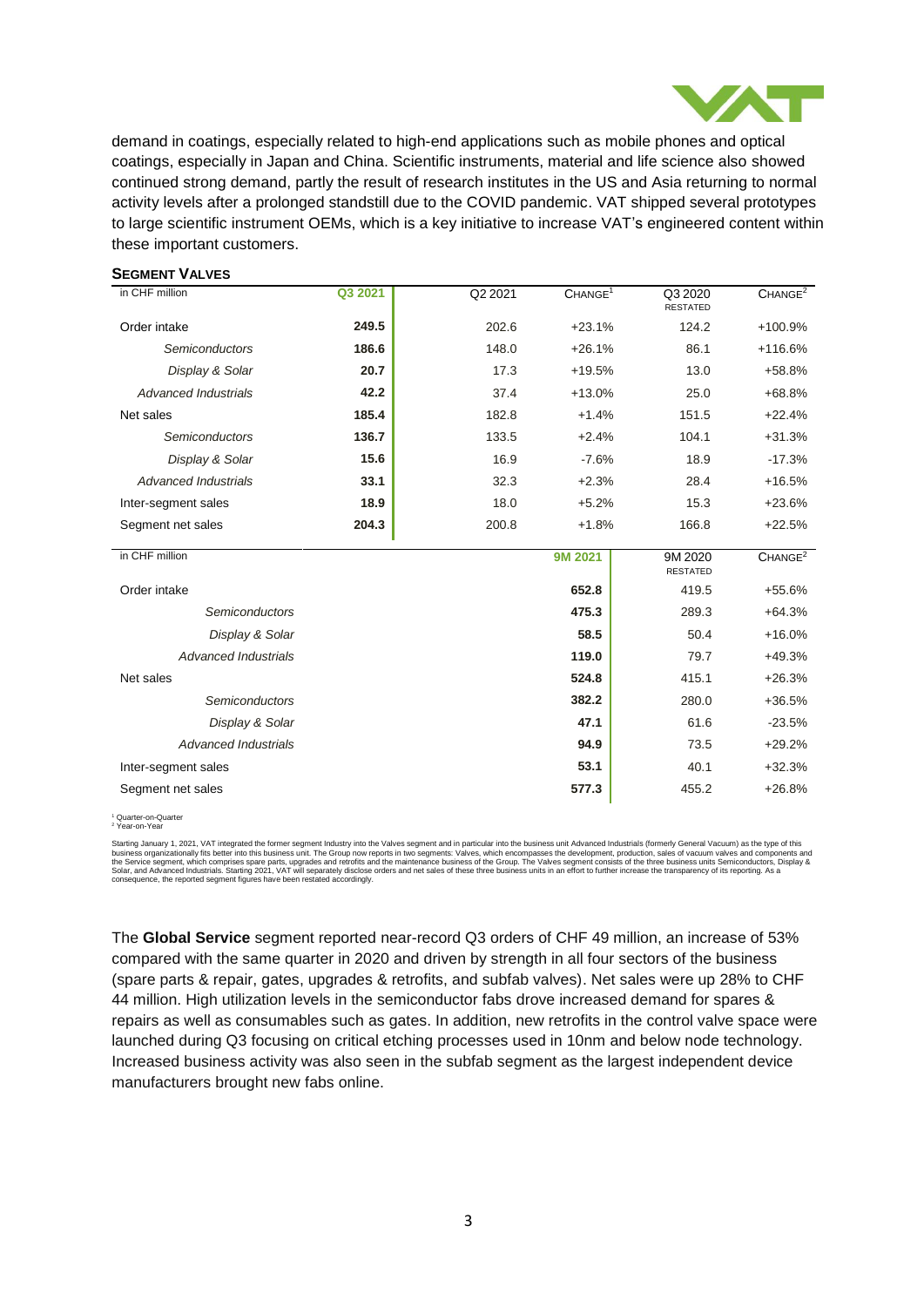demand in coatings, especially related to high-end applications such as mobile phones and optical coatings, especially in Japan and China. Scientific instruments, material and life science also showed continued strong demand, partly the result of research institutes in the US and Asia returning to normal activity levels after a prolonged standstill due to the COVID pandemic. VAT shipped several prototypes to large scientific instrument OEMs, which is a key initiative to increase VAT's engineered content within these important customers.

**SEGMENT VALVES**

| in CHF million | Q3 2021 | Q2 2021 | CHANGE[1] | Q3 2020 RESTATED | CHANGE[2] |
|---|---|---|---|---|---|
| Order intake | **249.5** | 202.6 | +23.1% | 124.2 | +100.9% |
| *Semiconductors* | **186.6** | 148.0 | +26.1% | 86.1 | +116.6% |
| *Display & Solar* | **20.7** | 17.3 | +19.5% | 13.0 | +58.8% |
| *Advanced Industrials* | **42.2** | 37.4 | +13.0% | 25.0 | +68.8% |
| Net sales | **185.4** | 182.8 | +1.4% | 151.5 | +22.4% |
| *Semiconductors* | **136.7** | 133.5 | +2.4% | 104.1 | +31.3% |
| *Display & Solar* | **15.6** | 16.9 | -7.6% | 18.9 | -17.3% |
| *Advanced Industrials* | **33.1** | 32.3 | +2.3% | 28.4 | +16.5% |
| Inter-segment sales | **18.9** | 18.0 | +5.2% | 15.3 | +23.6% |
| Segment net sales | **204.3** | 200.8 | +1.8% | 166.8 | +22.5% |

| in CHF million | 9M 2021 | 9M 2020 RESTATED | CHANGE[2] |
|---|---|---|---|
| Order intake | **652.8** | 419.5 | +55.6% |
| *Semiconductors* | **475.3** | 289.3 | +64.3% |
| *Display & Solar* | **58.5** | 50.4 | +16.0% |
| *Advanced Industrials* | **119.0** | 79.7 | +49.3% |
| Net sales | **524.8** | 415.1 | +26.3% |
| *Semiconductors* | **382.2** | 280.0 | +36.5% |
| *Display & Solar* | **47.1** | 61.6 | -23.5% |
| *Advanced Industrials* | **94.9** | 73.5 | +29.2% |
| Inter-segment sales | **53.1** | 40.1 | +32.3% |
| Segment net sales | **577.3** | 455.2 | +26.8% |

[1] Quarter-on-Quarter
[2] Year-on-Year

Starting January 1, 2021, VAT integrated the former segment Industry into the Valves segment and in particular into the business unit Advanced Industrials (formerly General Vacuum) as the type of this business organizationally fits better into this business unit. The Group now reports in two segments: Valves, which encompasses the development, production, sales of vacuum valves and components and the Service segment, which comprises spare parts, upgrades and retrofits and the maintenance business of the Group. The Valves segment consists of the three business units Semiconductors, Display & Solar, and Advanced Industrials. Starting 2021, VAT will separately disclose orders and net sales of these three business units in an effort to further increase the transparency of its reporting. As a consequence, the reported segment figures have been restated accordingly.

The **Global Service** segment reported near-record Q3 orders of CHF 49 million, an increase of 53% compared with the same quarter in 2020 and driven by strength in all four sectors of the business (spare parts & repair, gates, upgrades & retrofits, and subfab valves). Net sales were up 28% to CHF 44 million. High utilization levels in the semiconductor fabs drove increased demand for spares & repairs as well as consumables such as gates. In addition, new retrofits in the control valve space were launched during Q3 focusing on critical etching processes used in 10nm and below node technology. Increased business activity was also seen in the subfab segment as the largest independent device manufacturers brought new fabs online.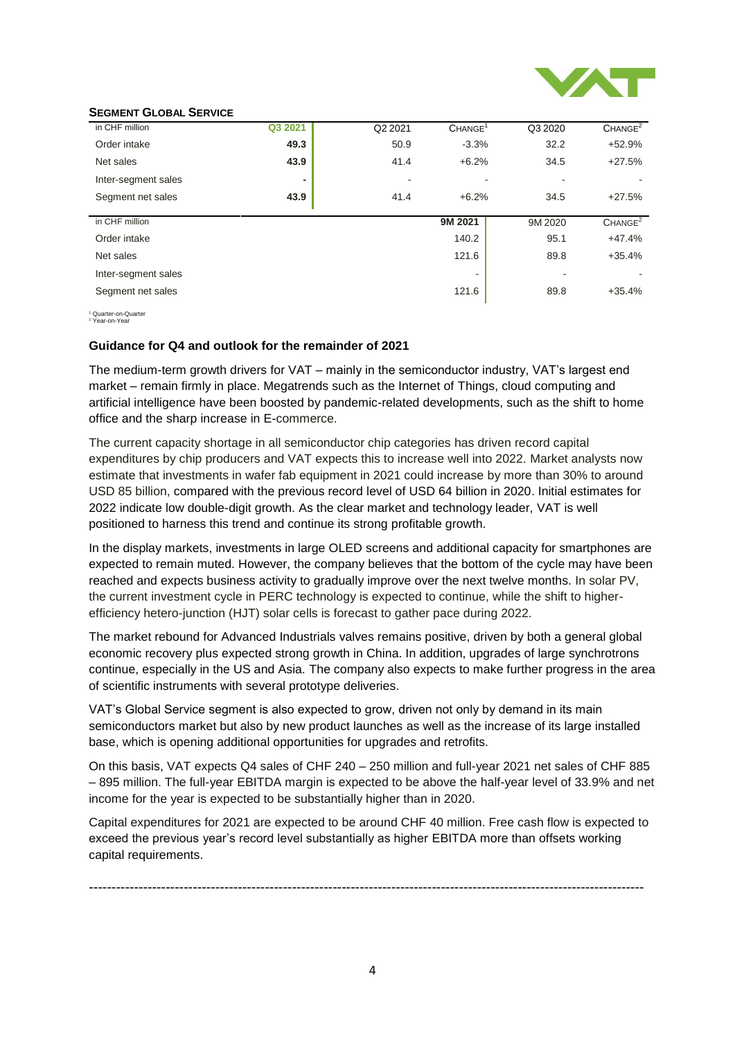**SEGMENT GLOBAL SERVICE**

| in CHF million | Q3 2021 | Q2 2021 | CHANGE[1] | Q3 2020 | CHANGE[2] |
|---|---|---|---|---|---|
| Order intake | **49.3** | 50.9 | -3.3% | 32.2 | +52.9% |
| Net sales | **43.9** | 41.4 | +6.2% | 34.5 | +27.5% |
| Inter-segment sales | **-** | - | - | - | - |
| Segment net sales | **43.9** | 41.4 | +6.2% | 34.5 | +27.5% |

| in CHF million | 9M 2021 | 9M 2020 | CHANGE[2] |
|---|---|---|---|
| Order intake | 140.2 | 95.1 | +47.4% |
| Net sales | 121.6 | 89.8 | +35.4% |
| Inter-segment sales | - | - | - |
| Segment net sales | 121.6 | 89.8 | +35.4% |

[1] Quarter-on-Quarter
[2] Year-on-Year

**Guidance for Q4 and outlook for the remainder of 2021**

The medium-term growth drivers for VAT – mainly in the semiconductor industry, VAT's largest end market – remain firmly in place. Megatrends such as the Internet of Things, cloud computing and artificial intelligence have been boosted by pandemic-related developments, such as the shift to home office and the sharp increase in E-commerce.

The current capacity shortage in all semiconductor chip categories has driven record capital expenditures by chip producers and VAT expects this to increase well into 2022. Market analysts now estimate that investments in wafer fab equipment in 2021 could increase by more than 30% to around USD 85 billion, compared with the previous record level of USD 64 billion in 2020. Initial estimates for 2022 indicate low double-digit growth. As the clear market and technology leader, VAT is well positioned to harness this trend and continue its strong profitable growth.

In the display markets, investments in large OLED screens and additional capacity for smartphones are expected to remain muted. However, the company believes that the bottom of the cycle may have been reached and expects business activity to gradually improve over the next twelve months. In solar PV, the current investment cycle in PERC technology is expected to continue, while the shift to higher-efficiency hetero-junction (HJT) solar cells is forecast to gather pace during 2022.

The market rebound for Advanced Industrials valves remains positive, driven by both a general global economic recovery plus expected strong growth in China. In addition, upgrades of large synchrotrons continue, especially in the US and Asia. The company also expects to make further progress in the area of scientific instruments with several prototype deliveries.

VAT's Global Service segment is also expected to grow, driven not only by demand in its main semiconductors market but also by new product launches as well as the increase of its large installed base, which is opening additional opportunities for upgrades and retrofits.

On this basis, VAT expects Q4 sales of CHF 240 – 250 million and full-year 2021 net sales of CHF 885 – 895 million. The full-year EBITDA margin is expected to be above the half-year level of 33.9% and net income for the year is expected to be substantially higher than in 2020.

Capital expenditures for 2021 are expected to be around CHF 40 million. Free cash flow is expected to exceed the previous year's record level substantially as higher EBITDA more than offsets working capital requirements.

---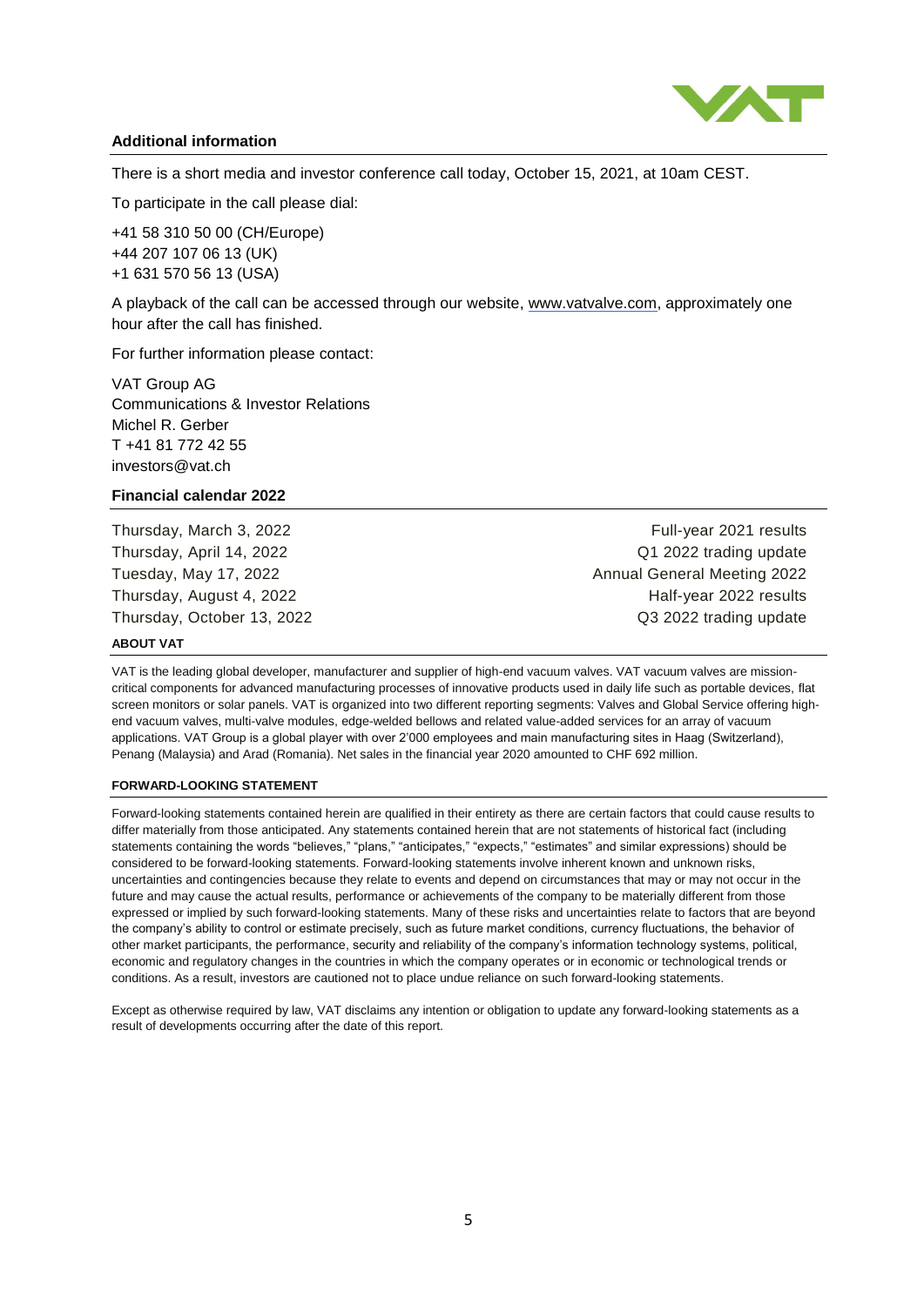## Additional information

There is a short media and investor conference call today, October 15, 2021, at 10am CEST.

To participate in the call please dial:

+41 58 310 50 00 (CH/Europe)
+44 207 107 06 13 (UK)
+1 631 570 56 13 (USA)

A playback of the call can be accessed through our website, www.vatvalve.com, approximately one hour after the call has finished.

For further information please contact:

VAT Group AG
Communications & Investor Relations
Michel R. Gerber
T +41 81 772 42 55
investors@vat.ch

## Financial calendar 2022

| | |
|---|---|
| Thursday, March 3, 2022 | Full-year 2021 results |
| Thursday, April 14, 2022 | Q1 2022 trading update |
| Tuesday, May 17, 2022 | Annual General Meeting 2022 |
| Thursday, August 4, 2022 | Half-year 2022 results |
| Thursday, October 13, 2022 | Q3 2022 trading update |

### ABOUT VAT

VAT is the leading global developer, manufacturer and supplier of high-end vacuum valves. VAT vacuum valves are mission-critical components for advanced manufacturing processes of innovative products used in daily life such as portable devices, flat screen monitors or solar panels. VAT is organized into two different reporting segments: Valves and Global Service offering high-end vacuum valves, multi-valve modules, edge-welded bellows and related value-added services for an array of vacuum applications. VAT Group is a global player with over 2'000 employees and main manufacturing sites in Haag (Switzerland), Penang (Malaysia) and Arad (Romania). Net sales in the financial year 2020 amounted to CHF 692 million.

### FORWARD-LOOKING STATEMENT

Forward-looking statements contained herein are qualified in their entirety as there are certain factors that could cause results to differ materially from those anticipated. Any statements contained herein that are not statements of historical fact (including statements containing the words "believes," "plans," "anticipates," "expects," "estimates" and similar expressions) should be considered to be forward-looking statements. Forward-looking statements involve inherent known and unknown risks, uncertainties and contingencies because they relate to events and depend on circumstances that may or may not occur in the future and may cause the actual results, performance or achievements of the company to be materially different from those expressed or implied by such forward-looking statements. Many of these risks and uncertainties relate to factors that are beyond the company's ability to control or estimate precisely, such as future market conditions, currency fluctuations, the behavior of other market participants, the performance, security and reliability of the company's information technology systems, political, economic and regulatory changes in the countries in which the company operates or in economic or technological trends or conditions. As a result, investors are cautioned not to place undue reliance on such forward-looking statements.

Except as otherwise required by law, VAT disclaims any intention or obligation to update any forward-looking statements as a result of developments occurring after the date of this report.